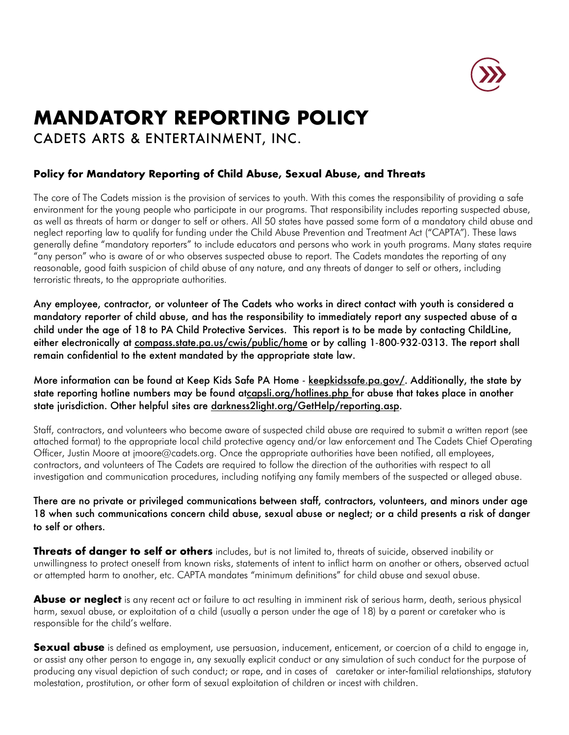# MANDATORY REPORTING POLICY

CADETS ARTS & ENTERTAINMENT, INC.

### Policy for Mandatory Reporting of Child Abuse, Sexual Abuse, and Threats

The core of The Cadets mission is the provision of services to youth. With this comes the responsibility of providing a safe environment for the young people who participate in our programs. That responsibility includes reporting suspected abuse, as well as threats of harm or danger to self or others. All 50 states have passed some form of a mandatory child abuse and neglect reporting law to qualify for funding under the Child Abuse Prevention and Treatment Act ("CAPTA"). These laws generally define "mandatory reporters" to include educators and persons who work in youth programs. Many states require "any person" who is aware of or who observes suspected abuse to report. The Cadets mandates the reporting of any reasonable, good faith suspicion of child abuse of any nature, and any threats of danger to self or others, including terroristic threats, to the appropriate authorities.

Any employee, contractor, or volunteer of The Cadets who works in direct contact with youth is considered a mandatory reporter of child abuse, and has the responsibility to immediately report any suspected abuse of a child under the age of 18 to PA Child Protective Services. This report is to be made by contacting ChildLine, either electronically at compass.state.pa.us/cwis/public/home or by calling 1-800-932-0313. The report shall remain confidential to the extent mandated by the appropriate state law.

More information can be found at Keep Kids Safe PA Home - keepkidssafe.pa.gov/. Additionally, the state by state reporting hotline numbers may be found atcapsli.org/hotlines.php for abuse that takes place in another state jurisdiction. Other helpful sites are darkness2light.org/GetHelp/reporting.asp.

Staff, contractors, and volunteers who become aware of suspected child abuse are required to submit a written report (see attached format) to the appropriate local child protective agency and/or law enforcement and The Cadets Chief Operating Officer, Justin Moore at jmoore@cadets.org. Once the appropriate authorities have been notified, all employees, contractors, and volunteers of The Cadets are required to follow the direction of the authorities with respect to all investigation and communication procedures, including notifying any family members of the suspected or alleged abuse.

There are no private or privileged communications between staff, contractors, volunteers, and minors under age 18 when such communications concern child abuse, sexual abuse or neglect; or a child presents a risk of danger to self or others.

**Threats of danger to self or others** includes, but is not limited to, threats of suicide, observed inability or unwillingness to protect oneself from known risks, statements of intent to inflict harm on another or others, observed actual or attempted harm to another, etc. CAPTA mandates "minimum definitions" for child abuse and sexual abuse.

**Abuse or neglect** is any recent act or failure to act resulting in imminent risk of serious harm, death, serious physical harm, sexual abuse, or exploitation of a child (usually a person under the age of 18) by a parent or caretaker who is responsible for the child's welfare.

**Sexual abuse** is defined as employment, use persuasion, inducement, enticement, or coercion of a child to engage in, or assist any other person to engage in, any sexually explicit conduct or any simulation of such conduct for the purpose of producing any visual depiction of such conduct; or rape, and in cases of caretaker or inter-familial relationships, statutory molestation, prostitution, or other form of sexual exploitation of children or incest with children.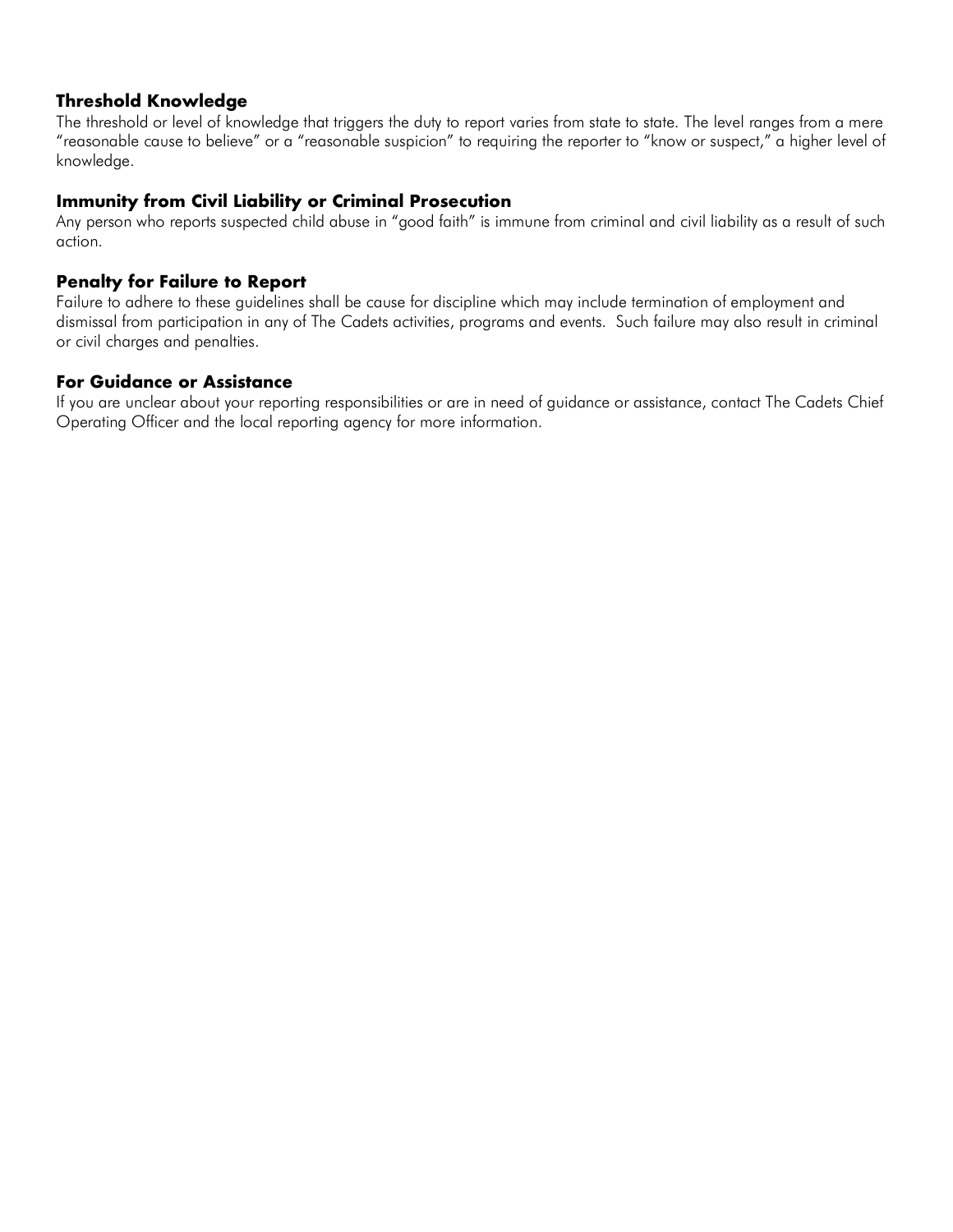### Threshold Knowledge

The threshold or level of knowledge that triggers the duty to report varies from state to state. The level ranges from a mere "reasonable cause to believe" or a "reasonable suspicion" to requiring the reporter to "know or suspect," a higher level of knowledge.

### Immunity from Civil Liability or Criminal Prosecution

Any person who reports suspected child abuse in "good faith" is immune from criminal and civil liability as a result of such action.

### Penalty for Failure to Report

Failure to adhere to these guidelines shall be cause for discipline which may include termination of employment and dismissal from participation in any of The Cadets activities, programs and events. Such failure may also result in criminal or civil charges and penalties.

### For Guidance or Assistance

If you are unclear about your reporting responsibilities or are in need of guidance or assistance, contact The Cadets Chief Operating Officer and the local reporting agency for more information.